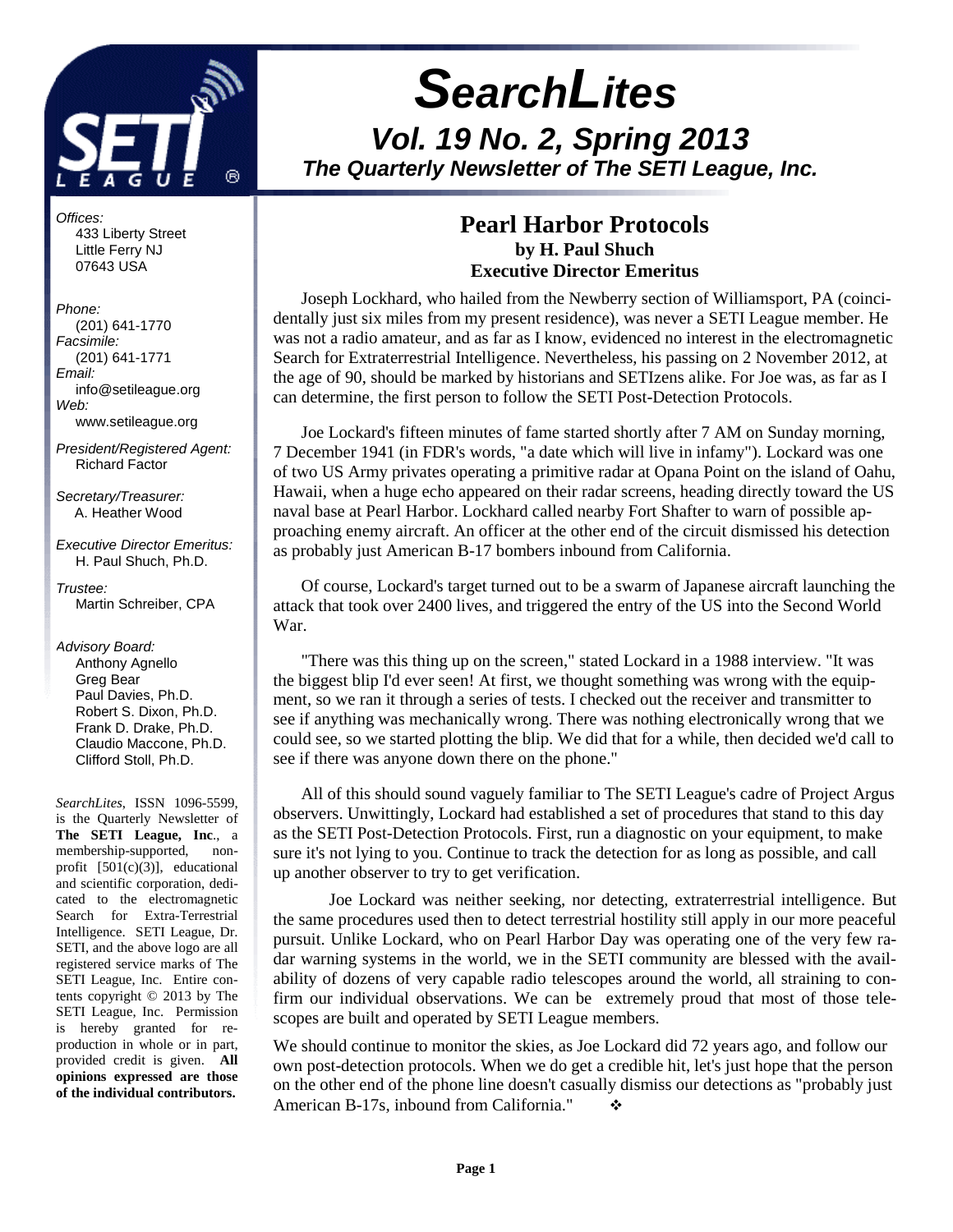# SearchLites

## Vol. 19 No. 2, Spring 2013

### The Quarterly Newsletter of The SETI League, Inc.

*Offices:*
433 Liberty Street
Little Ferry NJ
07643 USA

*Phone:*
(201) 641-1770
*Facsimile:*
(201) 641-1771
*Email:*
info@setileague.org
*Web:*
www.setileague.org

*President/Registered Agent:*
Richard Factor

*Secretary/Treasurer:*
A. Heather Wood

*Executive Director Emeritus:*
H. Paul Shuch, Ph.D.

*Trustee:*
Martin Schreiber, CPA

*Advisory Board:*
Anthony Agnello
Greg Bear
Paul Davies, Ph.D.
Robert S. Dixon, Ph.D.
Frank D. Drake, Ph.D.
Claudio Maccone, Ph.D.
Clifford Stoll, Ph.D.

*SearchLites*, ISSN 1096-5599, is the Quarterly Newsletter of **The SETI League, Inc**., a membership-supported, non-profit [501(c)(3)], educational and scientific corporation, dedicated to the electromagnetic Search for Extra-Terrestrial Intelligence. SETI League, Dr. SETI, and the above logo are all registered service marks of The SETI League, Inc. Entire contents copyright © 2013 by The SETI League, Inc. Permission is hereby granted for reproduction in whole or in part, provided credit is given. **All opinions expressed are those of the individual contributors.**

## Pearl Harbor Protocols

**by H. Paul Shuch**
**Executive Director Emeritus**

Joseph Lockhard, who hailed from the Newberry section of Williamsport, PA (coincidentally just six miles from my present residence), was never a SETI League member. He was not a radio amateur, and as far as I know, evidenced no interest in the electromagnetic Search for Extraterrestrial Intelligence. Nevertheless, his passing on 2 November 2012, at the age of 90, should be marked by historians and SETIzens alike. For Joe was, as far as I can determine, the first person to follow the SETI Post-Detection Protocols.

Joe Lockard's fifteen minutes of fame started shortly after 7 AM on Sunday morning, 7 December 1941 (in FDR's words, "a date which will live in infamy"). Lockard was one of two US Army privates operating a primitive radar at Opana Point on the island of Oahu, Hawaii, when a huge echo appeared on their radar screens, heading directly toward the US naval base at Pearl Harbor. Lockhard called nearby Fort Shafter to warn of possible approaching enemy aircraft. An officer at the other end of the circuit dismissed his detection as probably just American B-17 bombers inbound from California.

Of course, Lockard's target turned out to be a swarm of Japanese aircraft launching the attack that took over 2400 lives, and triggered the entry of the US into the Second World War.

"There was this thing up on the screen," stated Lockard in a 1988 interview. "It was the biggest blip I'd ever seen! At first, we thought something was wrong with the equipment, so we ran it through a series of tests. I checked out the receiver and transmitter to see if anything was mechanically wrong. There was nothing electronically wrong that we could see, so we started plotting the blip. We did that for a while, then decided we'd call to see if there was anyone down there on the phone."

All of this should sound vaguely familiar to The SETI League's cadre of Project Argus observers. Unwittingly, Lockard had established a set of procedures that stand to this day as the SETI Post-Detection Protocols. First, run a diagnostic on your equipment, to make sure it's not lying to you. Continue to track the detection for as long as possible, and call up another observer to try to get verification.

Joe Lockard was neither seeking, nor detecting, extraterrestrial intelligence. But the same procedures used then to detect terrestrial hostility still apply in our more peaceful pursuit. Unlike Lockard, who on Pearl Harbor Day was operating one of the very few radar warning systems in the world, we in the SETI community are blessed with the availability of dozens of very capable radio telescopes around the world, all straining to confirm our individual observations. We can be extremely proud that most of those telescopes are built and operated by SETI League members.

We should continue to monitor the skies, as Joe Lockard did 72 years ago, and follow our own post-detection protocols. When we do get a credible hit, let's just hope that the person on the other end of the phone line doesn't casually dismiss our detections as "probably just American B-17s, inbound from California." ❖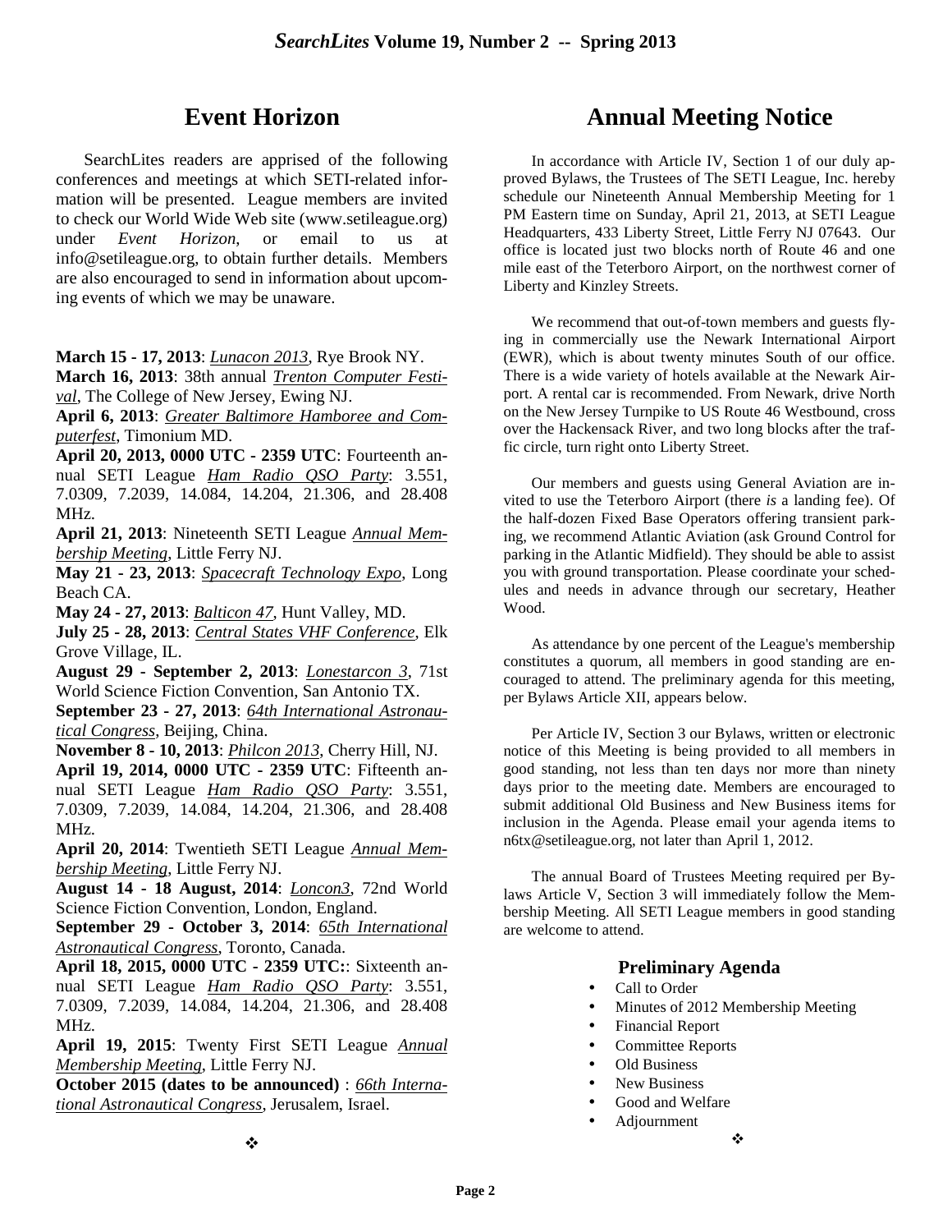## Event Horizon

SearchLites readers are apprised of the following conferences and meetings at which SETI-related information will be presented. League members are invited to check our World Wide Web site (www.setileague.org) under *Event Horizon*, or email to us at info@setileague.org, to obtain further details. Members are also encouraged to send in information about upcoming events of which we may be unaware.

**March 15 - 17, 2013**: *Lunacon 2013*, Rye Brook NY.

**March 16, 2013**: 38th annual *Trenton Computer Festival*, The College of New Jersey, Ewing NJ.

**April 6, 2013**: *Greater Baltimore Hamboree and Computerfest*, Timonium MD.

**April 20, 2013, 0000 UTC - 2359 UTC**: Fourteenth annual SETI League *Ham Radio QSO Party*: 3.551, 7.0309, 7.2039, 14.084, 14.204, 21.306, and 28.408 MHz.

**April 21, 2013**: Nineteenth SETI League *Annual Membership Meeting*, Little Ferry NJ.

**May 21 - 23, 2013**: *Spacecraft Technology Expo*, Long Beach CA.

**May 24 - 27, 2013**: *Balticon 47*, Hunt Valley, MD.

**July 25 - 28, 2013**: *Central States VHF Conference*, Elk Grove Village, IL.

**August 29 - September 2, 2013**: *Lonestarcon 3*, 71st World Science Fiction Convention, San Antonio TX.

**September 23 - 27, 2013**: *64th International Astronautical Congress*, Beijing, China.

**November 8 - 10, 2013**: *Philcon 2013*, Cherry Hill, NJ.

**April 19, 2014, 0000 UTC - 2359 UTC**: Fifteenth annual SETI League *Ham Radio QSO Party*: 3.551, 7.0309, 7.2039, 14.084, 14.204, 21.306, and 28.408 MHz.

**April 20, 2014**: Twentieth SETI League *Annual Membership Meeting*, Little Ferry NJ.

**August 14 - 18 August, 2014**: *Loncon3*, 72nd World Science Fiction Convention, London, England.

**September 29 - October 3, 2014**: *65th International Astronautical Congress*, Toronto, Canada.

**April 18, 2015, 0000 UTC - 2359 UTC:**: Sixteenth annual SETI League *Ham Radio QSO Party*: 3.551, 7.0309, 7.2039, 14.084, 14.204, 21.306, and 28.408 MHz.

**April 19, 2015**: Twenty First SETI League *Annual Membership Meeting*, Little Ferry NJ.

**October 2015 (dates to be announced)** : *66th International Astronautical Congress*, Jerusalem, Israel.

❖

## Annual Meeting Notice

In accordance with Article IV, Section 1 of our duly approved Bylaws, the Trustees of The SETI League, Inc. hereby schedule our Nineteenth Annual Membership Meeting for 1 PM Eastern time on Sunday, April 21, 2013, at SETI League Headquarters, 433 Liberty Street, Little Ferry NJ 07643. Our office is located just two blocks north of Route 46 and one mile east of the Teterboro Airport, on the northwest corner of Liberty and Kinzley Streets.

We recommend that out-of-town members and guests flying in commercially use the Newark International Airport (EWR), which is about twenty minutes South of our office. There is a wide variety of hotels available at the Newark Airport. A rental car is recommended. From Newark, drive North on the New Jersey Turnpike to US Route 46 Westbound, cross over the Hackensack River, and two long blocks after the traffic circle, turn right onto Liberty Street.

Our members and guests using General Aviation are invited to use the Teterboro Airport (there *is* a landing fee). Of the half-dozen Fixed Base Operators offering transient parking, we recommend Atlantic Aviation (ask Ground Control for parking in the Atlantic Midfield). They should be able to assist you with ground transportation. Please coordinate your schedules and needs in advance through our secretary, Heather Wood.

As attendance by one percent of the League's membership constitutes a quorum, all members in good standing are encouraged to attend. The preliminary agenda for this meeting, per Bylaws Article XII, appears below.

Per Article IV, Section 3 our Bylaws, written or electronic notice of this Meeting is being provided to all members in good standing, not less than ten days nor more than ninety days prior to the meeting date. Members are encouraged to submit additional Old Business and New Business items for inclusion in the Agenda. Please email your agenda items to n6tx@setileague.org, not later than April 1, 2012.

The annual Board of Trustees Meeting required per Bylaws Article V, Section 3 will immediately follow the Membership Meeting. All SETI League members in good standing are welcome to attend.

### Preliminary Agenda

- Call to Order
- Minutes of 2012 Membership Meeting
- Financial Report
- Committee Reports
- Old Business
- New Business
- Good and Welfare
- Adjournment

❖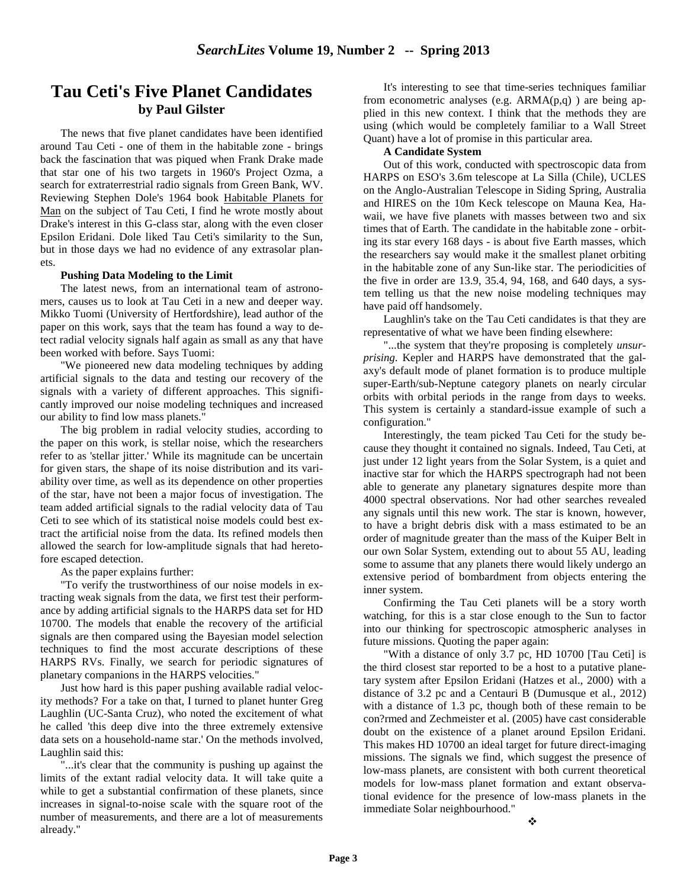# Tau Ceti's Five Planet Candidates

**by Paul Gilster**

The news that five planet candidates have been identified around Tau Ceti - one of them in the habitable zone - brings back the fascination that was piqued when Frank Drake made that star one of his two targets in 1960's Project Ozma, a search for extraterrestrial radio signals from Green Bank, WV. Reviewing Stephen Dole's 1964 book Habitable Planets for Man on the subject of Tau Ceti, I find he wrote mostly about Drake's interest in this G-class star, along with the even closer Epsilon Eridani. Dole liked Tau Ceti's similarity to the Sun, but in those days we had no evidence of any extrasolar planets.

**Pushing Data Modeling to the Limit**

The latest news, from an international team of astronomers, causes us to look at Tau Ceti in a new and deeper way. Mikko Tuomi (University of Hertfordshire), lead author of the paper on this work, says that the team has found a way to detect radial velocity signals half again as small as any that have been worked with before. Says Tuomi:

"We pioneered new data modeling techniques by adding artificial signals to the data and testing our recovery of the signals with a variety of different approaches. This significantly improved our noise modeling techniques and increased our ability to find low mass planets."

The big problem in radial velocity studies, according to the paper on this work, is stellar noise, which the researchers refer to as 'stellar jitter.' While its magnitude can be uncertain for given stars, the shape of its noise distribution and its variability over time, as well as its dependence on other properties of the star, have not been a major focus of investigation. The team added artificial signals to the radial velocity data of Tau Ceti to see which of its statistical noise models could best extract the artificial noise from the data. Its refined models then allowed the search for low-amplitude signals that had heretofore escaped detection.

As the paper explains further:

"To verify the trustworthiness of our noise models in extracting weak signals from the data, we first test their performance by adding artificial signals to the HARPS data set for HD 10700. The models that enable the recovery of the artificial signals are then compared using the Bayesian model selection techniques to find the most accurate descriptions of these HARPS RVs. Finally, we search for periodic signatures of planetary companions in the HARPS velocities."

Just how hard is this paper pushing available radial velocity methods? For a take on that, I turned to planet hunter Greg Laughlin (UC-Santa Cruz), who noted the excitement of what he called 'this deep dive into the three extremely extensive data sets on a household-name star.' On the methods involved, Laughlin said this:

"...it's clear that the community is pushing up against the limits of the extant radial velocity data. It will take quite a while to get a substantial confirmation of these planets, since increases in signal-to-noise scale with the square root of the number of measurements, and there are a lot of measurements already."

It's interesting to see that time-series techniques familiar from econometric analyses (e.g. ARMA(p,q) ) are being applied in this new context. I think that the methods they are using (which would be completely familiar to a Wall Street Quant) have a lot of promise in this particular area.

**A Candidate System**

Out of this work, conducted with spectroscopic data from HARPS on ESO's 3.6m telescope at La Silla (Chile), UCLES on the Anglo-Australian Telescope in Siding Spring, Australia and HIRES on the 10m Keck telescope on Mauna Kea, Hawaii, we have five planets with masses between two and six times that of Earth. The candidate in the habitable zone - orbiting its star every 168 days - is about five Earth masses, which the researchers say would make it the smallest planet orbiting in the habitable zone of any Sun-like star. The periodicities of the five in order are 13.9, 35.4, 94, 168, and 640 days, a system telling us that the new noise modeling techniques may have paid off handsomely.

Laughlin's take on the Tau Ceti candidates is that they are representative of what we have been finding elsewhere:

"...the system that they're proposing is completely *unsurprising*. Kepler and HARPS have demonstrated that the galaxy's default mode of planet formation is to produce multiple super-Earth/sub-Neptune category planets on nearly circular orbits with orbital periods in the range from days to weeks. This system is certainly a standard-issue example of such a configuration."

Interestingly, the team picked Tau Ceti for the study because they thought it contained no signals. Indeed, Tau Ceti, at just under 12 light years from the Solar System, is a quiet and inactive star for which the HARPS spectrograph had not been able to generate any planetary signatures despite more than 4000 spectral observations. Nor had other searches revealed any signals until this new work. The star is known, however, to have a bright debris disk with a mass estimated to be an order of magnitude greater than the mass of the Kuiper Belt in our own Solar System, extending out to about 55 AU, leading some to assume that any planets there would likely undergo an extensive period of bombardment from objects entering the inner system.

Confirming the Tau Ceti planets will be a story worth watching, for this is a star close enough to the Sun to factor into our thinking for spectroscopic atmospheric analyses in future missions. Quoting the paper again:

"With a distance of only 3.7 pc, HD 10700 [Tau Ceti] is the third closest star reported to be a host to a putative planetary system after Epsilon Eridani (Hatzes et al., 2000) with a distance of 3.2 pc and a Centauri B (Dumusque et al., 2012) with a distance of 1.3 pc, though both of these remain to be con?rmed and Zechmeister et al. (2005) have cast considerable doubt on the existence of a planet around Epsilon Eridani. This makes HD 10700 an ideal target for future direct-imaging missions. The signals we find, which suggest the presence of low-mass planets, are consistent with both current theoretical models for low-mass planet formation and extant observational evidence for the presence of low-mass planets in the immediate Solar neighbourhood."

❖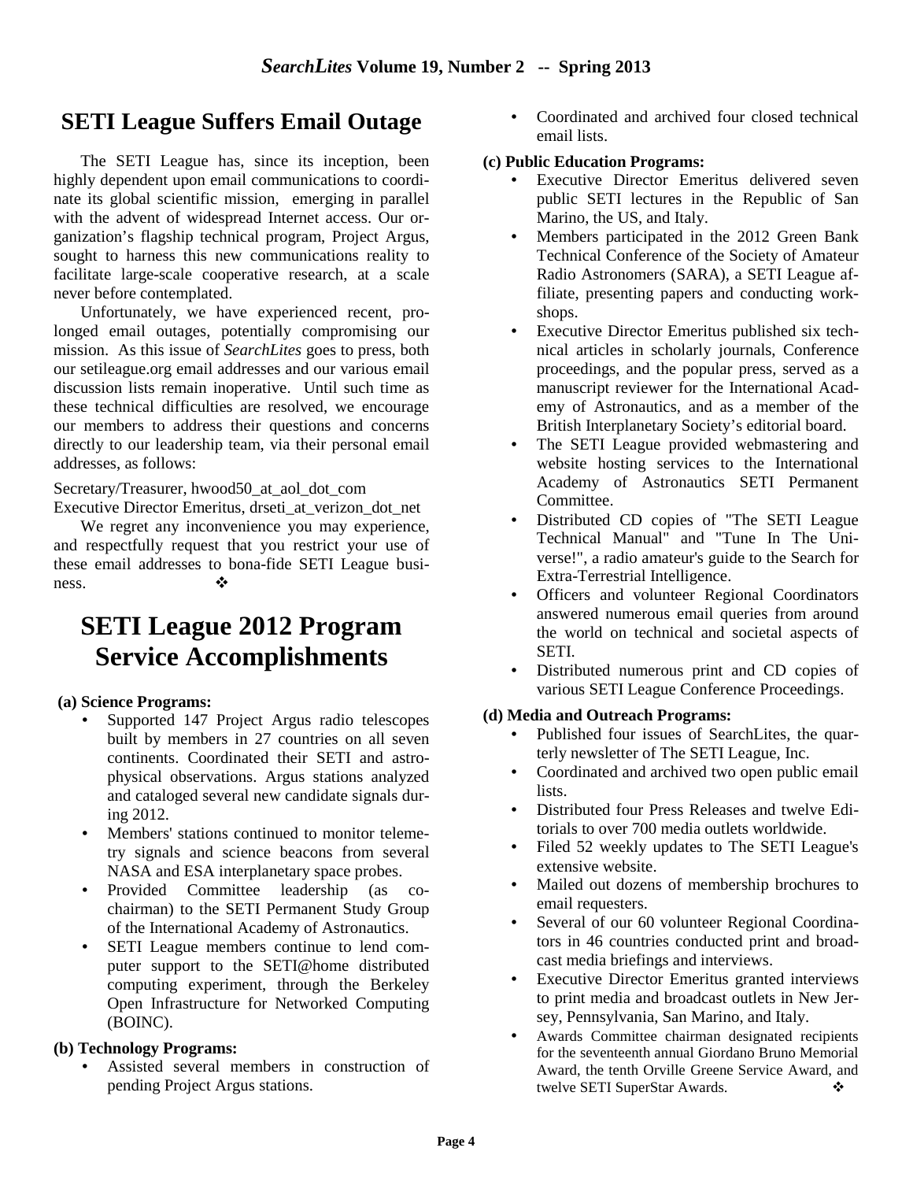## SETI League Suffers Email Outage

The SETI League has, since its inception, been highly dependent upon email communications to coordinate its global scientific mission, emerging in parallel with the advent of widespread Internet access. Our organization's flagship technical program, Project Argus, sought to harness this new communications reality to facilitate large-scale cooperative research, at a scale never before contemplated.

Unfortunately, we have experienced recent, prolonged email outages, potentially compromising our mission. As this issue of *SearchLites* goes to press, both our setileague.org email addresses and our various email discussion lists remain inoperative. Until such time as these technical difficulties are resolved, we encourage our members to address their questions and concerns directly to our leadership team, via their personal email addresses, as follows:

Secretary/Treasurer, hwood50_at_aol_dot_com
Executive Director Emeritus, drseti_at_verizon_dot_net

We regret any inconvenience you may experience, and respectfully request that you restrict your use of these email addresses to bona-fide SETI League business. ❖

## SETI League 2012 Program Service Accomplishments

**(a) Science Programs:**

- Supported 147 Project Argus radio telescopes built by members in 27 countries on all seven continents. Coordinated their SETI and astrophysical observations. Argus stations analyzed and cataloged several new candidate signals during 2012.
- Members' stations continued to monitor telemetry signals and science beacons from several NASA and ESA interplanetary space probes.
- Provided Committee leadership (as co-chairman) to the SETI Permanent Study Group of the International Academy of Astronautics.
- SETI League members continue to lend computer support to the SETI@home distributed computing experiment, through the Berkeley Open Infrastructure for Networked Computing (BOINC).

**(b) Technology Programs:**

- Assisted several members in construction of pending Project Argus stations.
- Coordinated and archived four closed technical email lists.

**(c) Public Education Programs:**

- Executive Director Emeritus delivered seven public SETI lectures in the Republic of San Marino, the US, and Italy.
- Members participated in the 2012 Green Bank Technical Conference of the Society of Amateur Radio Astronomers (SARA), a SETI League affiliate, presenting papers and conducting workshops.
- Executive Director Emeritus published six technical articles in scholarly journals, Conference proceedings, and the popular press, served as a manuscript reviewer for the International Academy of Astronautics, and as a member of the British Interplanetary Society's editorial board.
- The SETI League provided webmastering and website hosting services to the International Academy of Astronautics SETI Permanent Committee.
- Distributed CD copies of "The SETI League Technical Manual" and "Tune In The Universe!", a radio amateur's guide to the Search for Extra-Terrestrial Intelligence.
- Officers and volunteer Regional Coordinators answered numerous email queries from around the world on technical and societal aspects of SETI.
- Distributed numerous print and CD copies of various SETI League Conference Proceedings.

**(d) Media and Outreach Programs:**

- Published four issues of SearchLites, the quarterly newsletter of The SETI League, Inc.
- Coordinated and archived two open public email lists.
- Distributed four Press Releases and twelve Editorials to over 700 media outlets worldwide.
- Filed 52 weekly updates to The SETI League's extensive website.
- Mailed out dozens of membership brochures to email requesters.
- Several of our 60 volunteer Regional Coordinators in 46 countries conducted print and broadcast media briefings and interviews.
- Executive Director Emeritus granted interviews to print media and broadcast outlets in New Jersey, Pennsylvania, San Marino, and Italy.
- Awards Committee chairman designated recipients for the seventeenth annual Giordano Bruno Memorial Award, the tenth Orville Greene Service Award, and twelve SETI SuperStar Awards. ❖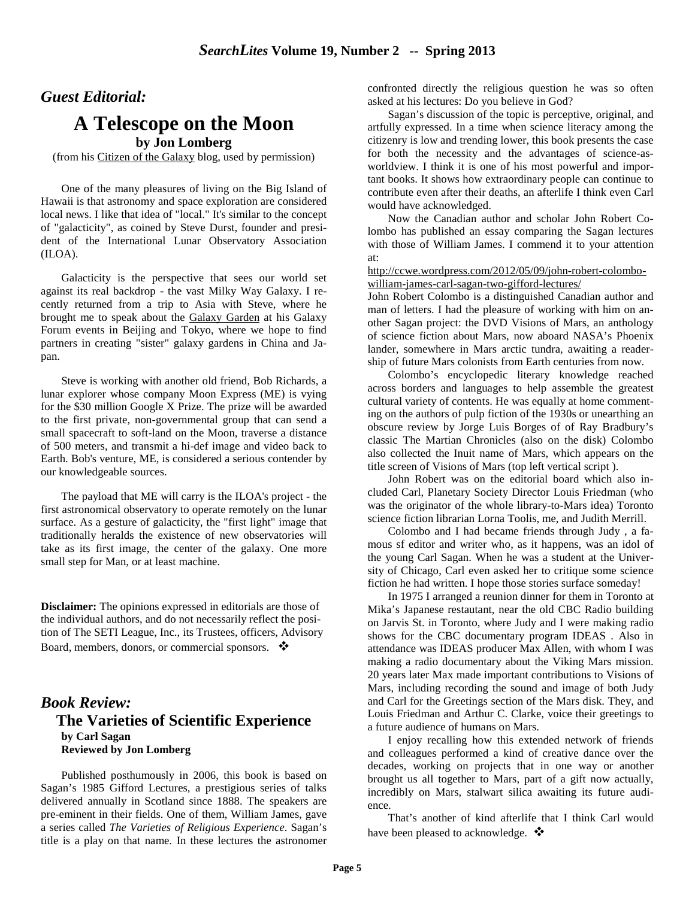## *Guest Editorial:*

# A Telescope on the Moon

**by Jon Lomberg**

(from his Citizen of the Galaxy blog, used by permission)

One of the many pleasures of living on the Big Island of Hawaii is that astronomy and space exploration are considered local news. I like that idea of "local." It's similar to the concept of "galacticity", as coined by Steve Durst, founder and president of the International Lunar Observatory Association (ILOA).

Galacticity is the perspective that sees our world set against its real backdrop - the vast Milky Way Galaxy. I recently returned from a trip to Asia with Steve, where he brought me to speak about the Galaxy Garden at his Galaxy Forum events in Beijing and Tokyo, where we hope to find partners in creating "sister" galaxy gardens in China and Japan.

Steve is working with another old friend, Bob Richards, a lunar explorer whose company Moon Express (ME) is vying for the $30 million Google X Prize. The prize will be awarded to the first private, non-governmental group that can send a small spacecraft to soft-land on the Moon, traverse a distance of 500 meters, and transmit a hi-def image and video back to Earth. Bob's venture, ME, is considered a serious contender by our knowledgeable sources.

The payload that ME will carry is the ILOA's project - the first astronomical observatory to operate remotely on the lunar surface. As a gesture of galacticity, the "first light" image that traditionally heralds the existence of new observatories will take as its first image, the center of the galaxy. One more small step for Man, or at least machine.

**Disclaimer:** The opinions expressed in editorials are those of the individual authors, and do not necessarily reflect the position of The SETI League, Inc., its Trustees, officers, Advisory Board, members, donors, or commercial sponsors. ❖

## *Book Review:*

### The Varieties of Scientific Experience

**by Carl Sagan**
**Reviewed by Jon Lomberg**

Published posthumously in 2006, this book is based on Sagan's 1985 Gifford Lectures, a prestigious series of talks delivered annually in Scotland since 1888. The speakers are pre-eminent in their fields. One of them, William James, gave a series called *The Varieties of Religious Experience*. Sagan's title is a play on that name. In these lectures the astronomer confronted directly the religious question he was so often asked at his lectures: Do you believe in God?

Sagan's discussion of the topic is perceptive, original, and artfully expressed. In a time when science literacy among the citizenry is low and trending lower, this book presents the case for both the necessity and the advantages of science-as-worldview. I think it is one of his most powerful and important books. It shows how extraordinary people can continue to contribute even after their deaths, an afterlife I think even Carl would have acknowledged.

Now the Canadian author and scholar John Robert Colombo has published an essay comparing the Sagan lectures with those of William James. I commend it to your attention at:

http://ccwe.wordpress.com/2012/05/09/john-robert-colombo-william-james-carl-sagan-two-gifford-lectures/

John Robert Colombo is a distinguished Canadian author and man of letters. I had the pleasure of working with him on another Sagan project: the DVD Visions of Mars, an anthology of science fiction about Mars, now aboard NASA's Phoenix lander, somewhere in Mars arctic tundra, awaiting a readership of future Mars colonists from Earth centuries from now.

Colombo's encyclopedic literary knowledge reached across borders and languages to help assemble the greatest cultural variety of contents. He was equally at home commenting on the authors of pulp fiction of the 1930s or unearthing an obscure review by Jorge Luis Borges of of Ray Bradbury's classic The Martian Chronicles (also on the disk) Colombo also collected the Inuit name of Mars, which appears on the title screen of Visions of Mars (top left vertical script ).

John Robert was on the editorial board which also included Carl, Planetary Society Director Louis Friedman (who was the originator of the whole library-to-Mars idea) Toronto science fiction librarian Lorna Toolis, me, and Judith Merrill.

Colombo and I had became friends through Judy , a famous sf editor and writer who, as it happens, was an idol of the young Carl Sagan. When he was a student at the University of Chicago, Carl even asked her to critique some science fiction he had written. I hope those stories surface someday!

In 1975 I arranged a reunion dinner for them in Toronto at Mika's Japanese restautant, near the old CBC Radio building on Jarvis St. in Toronto, where Judy and I were making radio shows for the CBC documentary program IDEAS . Also in attendance was IDEAS producer Max Allen, with whom I was making a radio documentary about the Viking Mars mission. 20 years later Max made important contributions to Visions of Mars, including recording the sound and image of both Judy and Carl for the Greetings section of the Mars disk. They, and Louis Friedman and Arthur C. Clarke, voice their greetings to a future audience of humans on Mars.

I enjoy recalling how this extended network of friends and colleagues performed a kind of creative dance over the decades, working on projects that in one way or another brought us all together to Mars, part of a gift now actually, incredibly on Mars, stalwart silica awaiting its future audience.

That's another of kind afterlife that I think Carl would have been pleased to acknowledge. ❖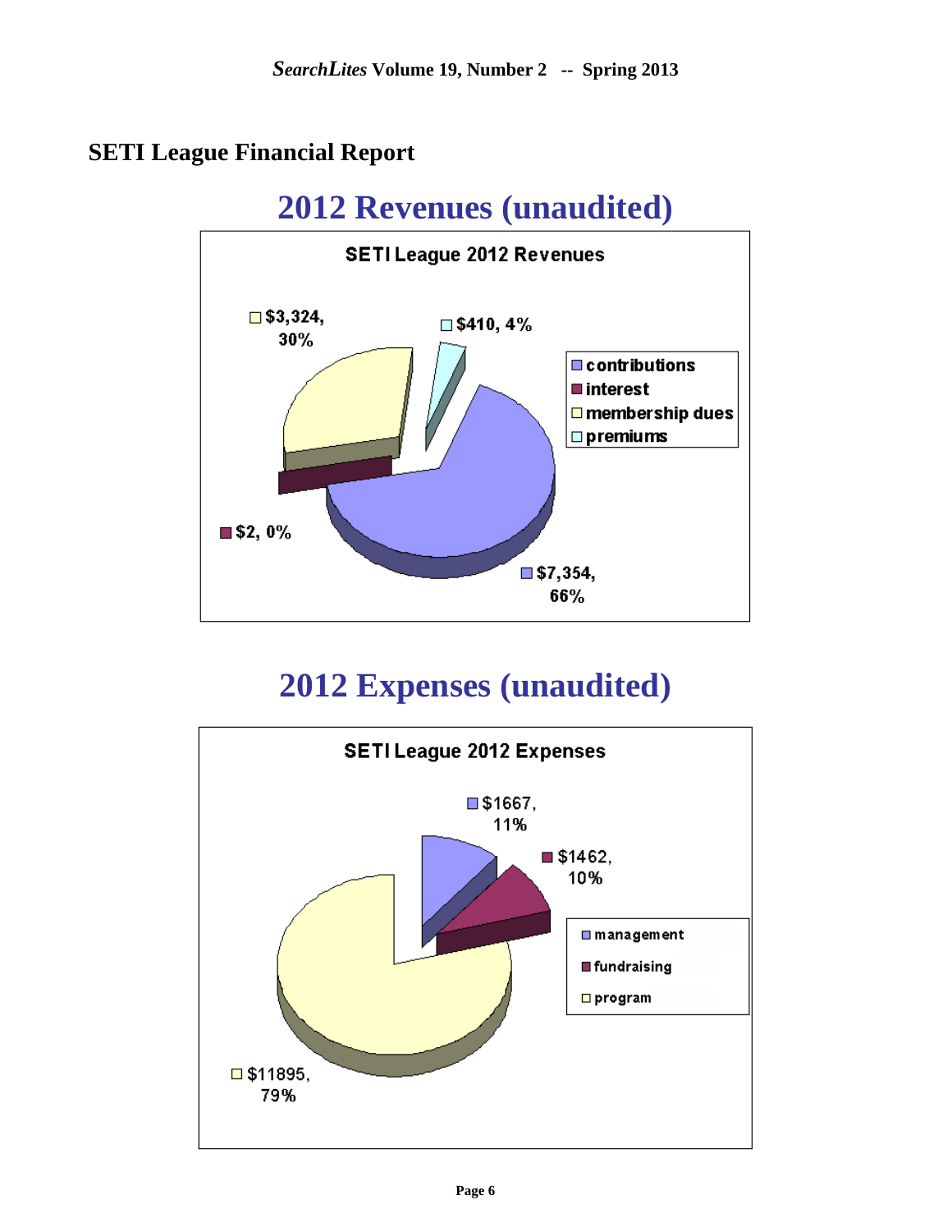## SETI League Financial Report

# 2012 Revenues (unaudited)

**SETI League 2012 Revenues**

| Category | Amount | Percent |
|---|---|---|
| contributions | $7,354 | 66% |
| interest | $2 | 0% |
| membership dues | $3,324 | 30% |
| premiums | $410 | 4% |

# 2012 Expenses (unaudited)

**SETI League 2012 Expenses**

| Category | Amount | Percent |
|---|---|---|
| management | $1667 | 11% |
| fundraising | $1462 | 10% |
| program | $11895 | 79% |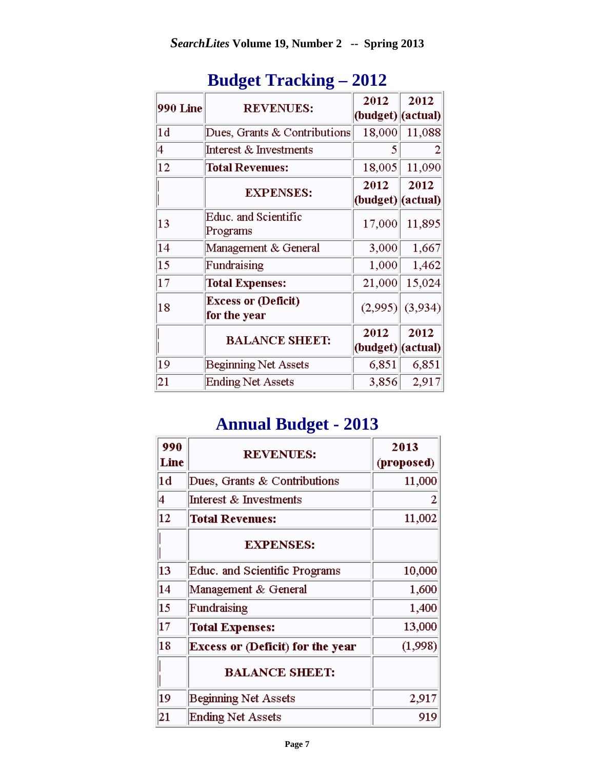## Budget Tracking – 2012

| 990 Line | REVENUES: | 2012 (budget) | 2012 (actual) |
|---|---|---|---|
| 1d | Dues, Grants & Contributions | 18,000 | 11,088 |
| 4 | Interest & Investments | 5 | 2 |
| 12 | **Total Revenues:** | 18,005 | 11,090 |
| | **EXPENSES:** | **2012 (budget)** | **2012 (actual)** |
| 13 | Educ. and Scientific Programs | 17,000 | 11,895 |
| 14 | Management & General | 3,000 | 1,667 |
| 15 | Fundraising | 1,000 | 1,462 |
| 17 | **Total Expenses:** | 21,000 | 15,024 |
| 18 | **Excess or (Deficit) for the year** | (2,995) | (3,934) |
| | **BALANCE SHEET:** | **2012 (budget)** | **2012 (actual)** |
| 19 | Beginning Net Assets | 6,851 | 6,851 |
| 21 | Ending Net Assets | 3,856 | 2,917 |

## Annual Budget - 2013

| 990 Line | REVENUES: | 2013 (proposed) |
|---|---|---|
| 1d | Dues, Grants & Contributions | 11,000 |
| 4 | Interest & Investments | 2 |
| 12 | **Total Revenues:** | 11,002 |
| | **EXPENSES:** | |
| 13 | Educ. and Scientific Programs | 10,000 |
| 14 | Management & General | 1,600 |
| 15 | Fundraising | 1,400 |
| 17 | **Total Expenses:** | 13,000 |
| 18 | **Excess or (Deficit) for the year** | (1,998) |
| | **BALANCE SHEET:** | |
| 19 | Beginning Net Assets | 2,917 |
| 21 | Ending Net Assets | 919 |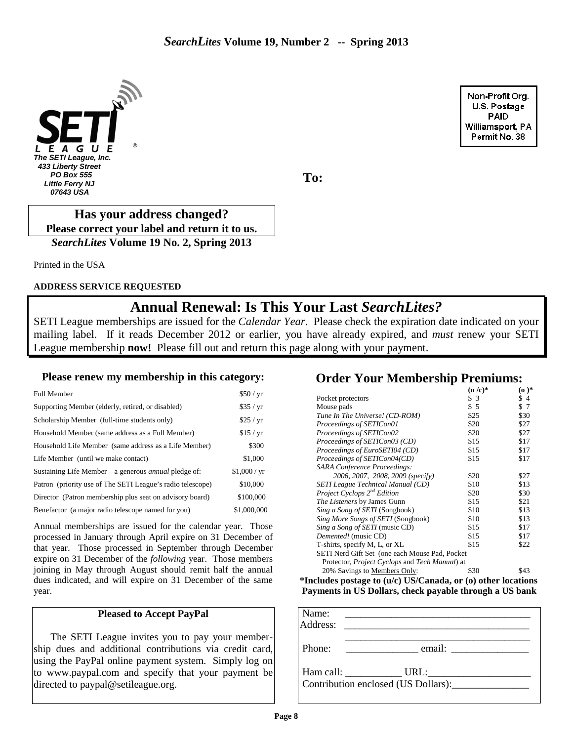The SETI League, Inc.
433 Liberty Street
PO Box 555
Little Ferry NJ
07643 USA

Non-Profit Org.
U.S. Postage
PAID
Williamsport, PA
Permit No. 38

**To:**

**Has your address changed?**
**Please correct your label and return it to us.**
***SearchLites* Volume 19 No. 2, Spring 2013**

Printed in the USA

**ADDRESS SERVICE REQUESTED**

## Annual Renewal: Is This Your Last *SearchLites?*

SETI League memberships are issued for the *Calendar Year*. Please check the expiration date indicated on your mailing label. If it reads December 2012 or earlier, you have already expired, and *must* renew your SETI League membership **now!** Please fill out and return this page along with your payment.

### Please renew my membership in this category:

| | |
|---|---|
| Full Member | \$50 / yr |
| Supporting Member (elderly, retired, or disabled) | \$35 / yr |
| Scholarship Member (full-time students only) | \$25 / yr |
| Household Member (same address as a Full Member) | \$15 / yr |
| Household Life Member (same address as a Life Member) | \$300 |
| Life Member (until we make contact) | \$1,000 |
| Sustaining Life Member – a generous *annual* pledge of: | \$1,000 / yr |
| Patron (priority use of The SETI League's radio telescope) | \$10,000 |
| Director (Patron membership plus seat on advisory board) | \$100,000 |
| Benefactor (a major radio telescope named for you) | \$1,000,000 |

Annual memberships are issued for the calendar year. Those processed in January through April expire on 31 December of that year. Those processed in September through December expire on 31 December of the *following* year. Those members joining in May through August should remit half the annual dues indicated, and will expire on 31 December of the same year.

**Pleased to Accept PayPal**

The SETI League invites you to pay your membership dues and additional contributions via credit card, using the PayPal online payment system. Simply log on to www.paypal.com and specify that your payment be directed to paypal@setileague.org.

## Order Your Membership Premiums:

| | (u /c)* | (o )* |
|---|---|---|
| Pocket protectors | \$ 3 | \$ 4 |
| Mouse pads | \$ 5 | \$ 7 |
| *Tune In The Universe! (CD-ROM)* | \$25 | \$30 |
| *Proceedings of SETICon01* | \$20 | \$27 |
| *Proceedings of SETICon02* | \$20 | \$27 |
| *Proceedings of SETICon03 (CD)* | \$15 | \$17 |
| *Proceedings of EuroSETI04 (CD)* | \$15 | \$17 |
| *Proceedings of SETICon04(CD)* | \$15 | \$17 |
| *SARA Conference Proceedings: 2006, 2007, 2008, 2009 (specify)* | \$20 | \$27 |
| *SETI League Technical Manual (CD)* | \$10 | \$13 |
| *Project Cyclops 2nd Edition* | \$20 | \$30 |
| *The Listeners* by James Gunn | \$15 | \$21 |
| *Sing a Song of SETI* (Songbook) | \$10 | \$13 |
| *Sing More Songs of SETI* (Songbook) | \$10 | \$13 |
| *Sing a Song of SETI* (music CD) | \$15 | \$17 |
| *Demented!* (music CD) | \$15 | \$17 |
| T-shirts, specify M, L, or XL | \$15 | \$22 |
| SETI Nerd Gift Set (one each Mouse Pad, Pocket Protector, *Project Cyclops* and *Tech Manual*) at 20% Savings to Members Only: | \$30 | \$43 |

**\*Includes postage to (u/c) US/Canada, or (o) other locations**
**Payments in US Dollars, check payable through a US bank**

Name: ____________________________________
Address: ____________________________________
____________________________________
Phone: ______________ email: _______________
Ham call: ___________ URL:____________________
Contribution enclosed (US Dollars):_______________